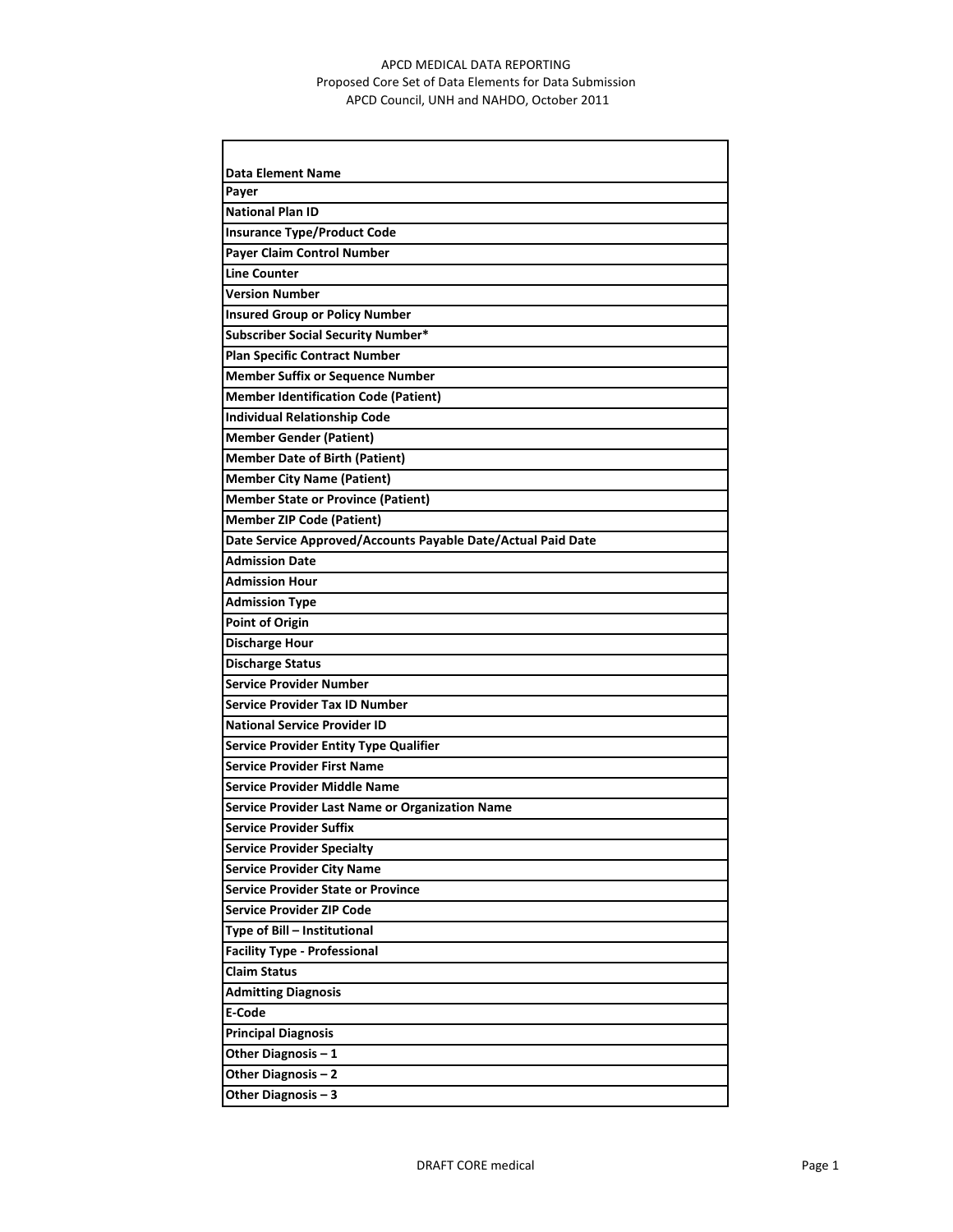APCD MEDICAL DATA REPORTING
Proposed Core Set of Data Elements for Data Submission
APCD Council, UNH and NAHDO, October 2011

| Data Element Name |
|---|
| **Payer** |
| **National Plan ID** |
| **Insurance Type/Product Code** |
| **Payer Claim Control Number** |
| **Line Counter** |
| **Version Number** |
| **Insured Group or Policy Number** |
| **Subscriber Social Security Number*** |
| **Plan Specific Contract Number** |
| **Member Suffix or Sequence Number** |
| **Member Identification Code (Patient)** |
| **Individual Relationship Code** |
| **Member Gender (Patient)** |
| **Member Date of Birth (Patient)** |
| **Member City Name (Patient)** |
| **Member State or Province (Patient)** |
| **Member ZIP Code (Patient)** |
| **Date Service Approved/Accounts Payable Date/Actual Paid Date** |
| **Admission Date** |
| **Admission Hour** |
| **Admission Type** |
| **Point of Origin** |
| **Discharge Hour** |
| **Discharge Status** |
| **Service Provider Number** |
| **Service Provider Tax ID Number** |
| **National Service Provider ID** |
| **Service Provider Entity Type Qualifier** |
| **Service Provider First Name** |
| **Service Provider Middle Name** |
| **Service Provider Last Name or Organization Name** |
| **Service Provider Suffix** |
| **Service Provider Specialty** |
| **Service Provider City Name** |
| **Service Provider State or Province** |
| **Service Provider ZIP Code** |
| **Type of Bill – Institutional** |
| **Facility Type - Professional** |
| **Claim Status** |
| **Admitting Diagnosis** |
| **E-Code** |
| **Principal Diagnosis** |
| **Other Diagnosis – 1** |
| **Other Diagnosis – 2** |
| **Other Diagnosis – 3** |

DRAFT CORE medical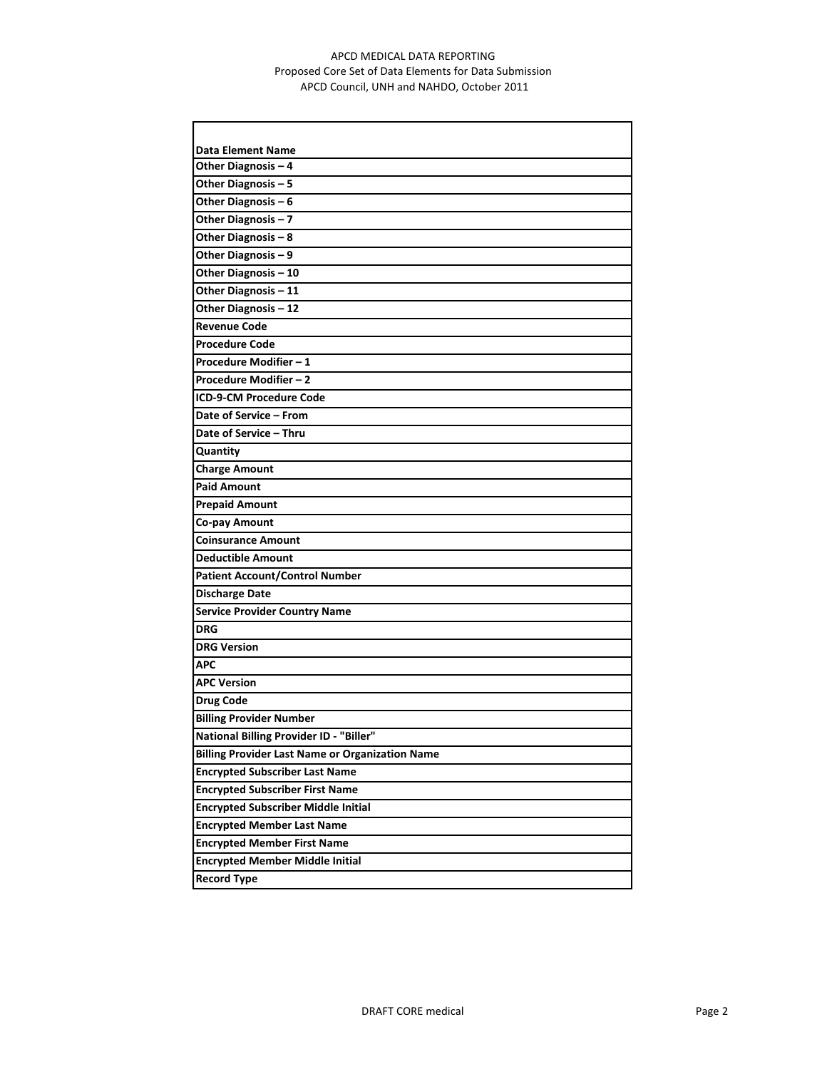APCD MEDICAL DATA REPORTING
Proposed Core Set of Data Elements for Data Submission
APCD Council, UNH and NAHDO, October 2011

| Data Element Name |
|---|
| Other Diagnosis – 4 |
| Other Diagnosis – 5 |
| Other Diagnosis – 6 |
| Other Diagnosis – 7 |
| Other Diagnosis – 8 |
| Other Diagnosis – 9 |
| Other Diagnosis – 10 |
| Other Diagnosis – 11 |
| Other Diagnosis – 12 |
| Revenue Code |
| Procedure Code |
| Procedure Modifier – 1 |
| Procedure Modifier – 2 |
| ICD-9-CM Procedure Code |
| Date of Service – From |
| Date of Service – Thru |
| Quantity |
| Charge Amount |
| Paid Amount |
| Prepaid Amount |
| Co-pay Amount |
| Coinsurance Amount |
| Deductible Amount |
| Patient Account/Control Number |
| Discharge Date |
| Service Provider Country Name |
| DRG |
| DRG Version |
| APC |
| APC Version |
| Drug Code |
| Billing Provider Number |
| National Billing Provider ID - "Biller" |
| Billing Provider Last Name or Organization Name |
| Encrypted Subscriber Last Name |
| Encrypted Subscriber First Name |
| Encrypted Subscriber Middle Initial |
| Encrypted Member Last Name |
| Encrypted Member First Name |
| Encrypted Member Middle Initial |
| Record Type |

DRAFT CORE medical